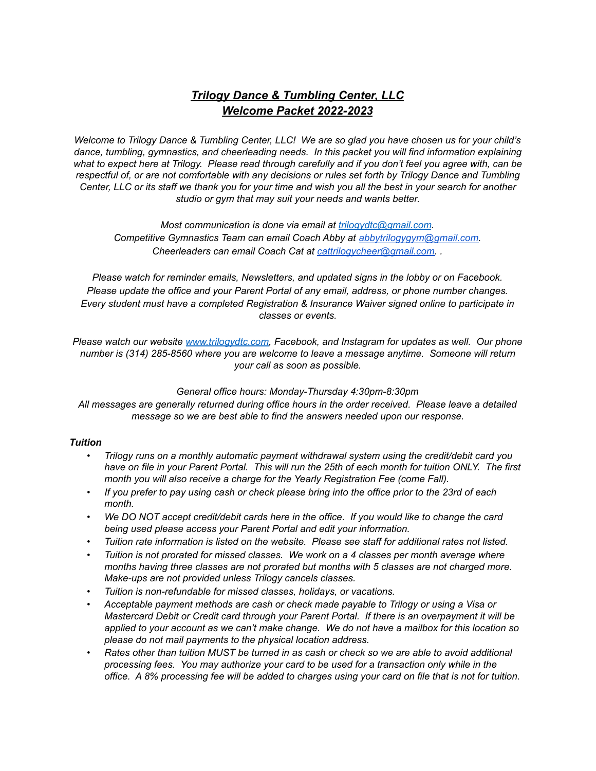# ***Trilogy Dance & Tumbling Center, LLC***
## ***Welcome Packet 2022-2023***

*Welcome to Trilogy Dance & Tumbling Center, LLC! We are so glad you have chosen us for your child's dance, tumbling, gymnastics, and cheerleading needs. In this packet you will find information explaining what to expect here at Trilogy. Please read through carefully and if you don't feel you agree with, can be respectful of, or are not comfortable with any decisions or rules set forth by Trilogy Dance and Tumbling Center, LLC or its staff we thank you for your time and wish you all the best in your search for another studio or gym that may suit your needs and wants better.*

*Most communication is done via email at [trilogydtc@gmail.com](mailto:trilogydtc@gmail.com).*
*Competitive Gymnastics Team can email Coach Abby at [abbytrilogygym@gmail.com](mailto:abbytrilogygym@gmail.com).*
*Cheerleaders can email Coach Cat at [cattrilogycheer@gmail.com](mailto:cattrilogycheer@gmail.com). .*

*Please watch for reminder emails, Newsletters, and updated signs in the lobby or on Facebook.*
*Please update the office and your Parent Portal of any email, address, or phone number changes.*
*Every student must have a completed Registration & Insurance Waiver signed online to participate in classes or events.*

*Please watch our website [www.trilogydtc.com](http://www.trilogydtc.com), Facebook, and Instagram for updates as well. Our phone number is (314) 285-8560 where you are welcome to leave a message anytime. Someone will return your call as soon as possible.*

*General office hours: Monday-Thursday 4:30pm-8:30pm*
*All messages are generally returned during office hours in the order received. Please leave a detailed message so we are best able to find the answers needed upon our response.*

***Tuition***

- *Trilogy runs on a monthly automatic payment withdrawal system using the credit/debit card you have on file in your Parent Portal. This will run the 25th of each month for tuition ONLY. The first month you will also receive a charge for the Yearly Registration Fee (come Fall).*
- *If you prefer to pay using cash or check please bring into the office prior to the 23rd of each month.*
- *We DO NOT accept credit/debit cards here in the office. If you would like to change the card being used please access your Parent Portal and edit your information.*
- *Tuition rate information is listed on the website. Please see staff for additional rates not listed.*
- *Tuition is not prorated for missed classes. We work on a 4 classes per month average where months having three classes are not prorated but months with 5 classes are not charged more. Make-ups are not provided unless Trilogy cancels classes.*
- *Tuition is non-refundable for missed classes, holidays, or vacations.*
- *Acceptable payment methods are cash or check made payable to Trilogy or using a Visa or Mastercard Debit or Credit card through your Parent Portal. If there is an overpayment it will be applied to your account as we can't make change. We do not have a mailbox for this location so please do not mail payments to the physical location address.*
- *Rates other than tuition MUST be turned in as cash or check so we are able to avoid additional processing fees. You may authorize your card to be used for a transaction only while in the office. A 8% processing fee will be added to charges using your card on file that is not for tuition.*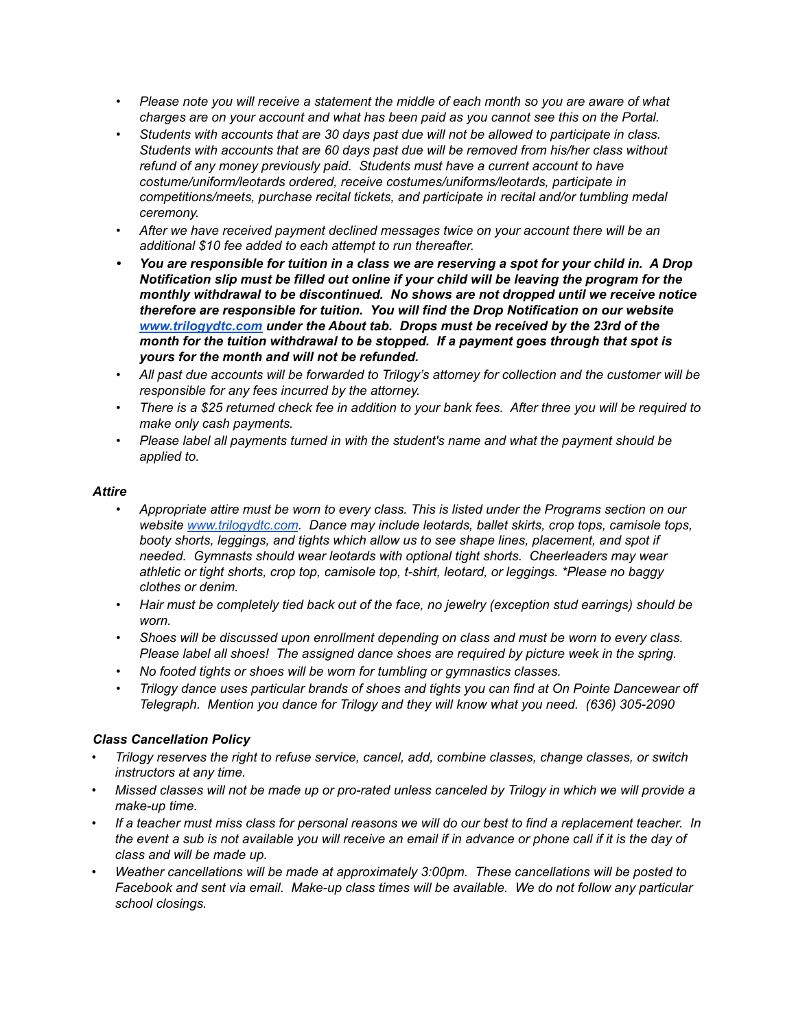- *Please note you will receive a statement the middle of each month so you are aware of what charges are on your account and what has been paid as you cannot see this on the Portal.*
- *Students with accounts that are 30 days past due will not be allowed to participate in class. Students with accounts that are 60 days past due will be removed from his/her class without refund of any money previously paid. Students must have a current account to have costume/uniform/leotards ordered, receive costumes/uniforms/leotards, participate in competitions/meets, purchase recital tickets, and participate in recital and/or tumbling medal ceremony.*
- *After we have received payment declined messages twice on your account there will be an additional $10 fee added to each attempt to run thereafter.*
- ***You are responsible for tuition in a class we are reserving a spot for your child in. A Drop Notification slip must be filled out online if your child will be leaving the program for the monthly withdrawal to be discontinued. No shows are not dropped until we receive notice therefore are responsible for tuition. You will find the Drop Notification on our website [www.trilogydtc.com](http://www.trilogydtc.com) under the About tab. Drops must be received by the 23rd of the month for the tuition withdrawal to be stopped. If a payment goes through that spot is yours for the month and will not be refunded.***
- *All past due accounts will be forwarded to Trilogy's attorney for collection and the customer will be responsible for any fees incurred by the attorney.*
- *There is a $25 returned check fee in addition to your bank fees. After three you will be required to make only cash payments.*
- *Please label all payments turned in with the student's name and what the payment should be applied to.*

***Attire***

- *Appropriate attire must be worn to every class. This is listed under the Programs section on our website [www.trilogydtc.com](http://www.trilogydtc.com). Dance may include leotards, ballet skirts, crop tops, camisole tops, booty shorts, leggings, and tights which allow us to see shape lines, placement, and spot if needed. Gymnasts should wear leotards with optional tight shorts. Cheerleaders may wear athletic or tight shorts, crop top, camisole top, t-shirt, leotard, or leggings. *Please no baggy clothes or denim.*
- *Hair must be completely tied back out of the face, no jewelry (exception stud earrings) should be worn.*
- *Shoes will be discussed upon enrollment depending on class and must be worn to every class. Please label all shoes! The assigned dance shoes are required by picture week in the spring.*
- *No footed tights or shoes will be worn for tumbling or gymnastics classes.*
- *Trilogy dance uses particular brands of shoes and tights you can find at On Pointe Dancewear off Telegraph. Mention you dance for Trilogy and they will know what you need. (636) 305-2090*

***Class Cancellation Policy***

- *Trilogy reserves the right to refuse service, cancel, add, combine classes, change classes, or switch instructors at any time.*
- *Missed classes will not be made up or pro-rated unless canceled by Trilogy in which we will provide a make-up time.*
- *If a teacher must miss class for personal reasons we will do our best to find a replacement teacher. In the event a sub is not available you will receive an email if in advance or phone call if it is the day of class and will be made up.*
- *Weather cancellations will be made at approximately 3:00pm. These cancellations will be posted to Facebook and sent via email. Make-up class times will be available. We do not follow any particular school closings.*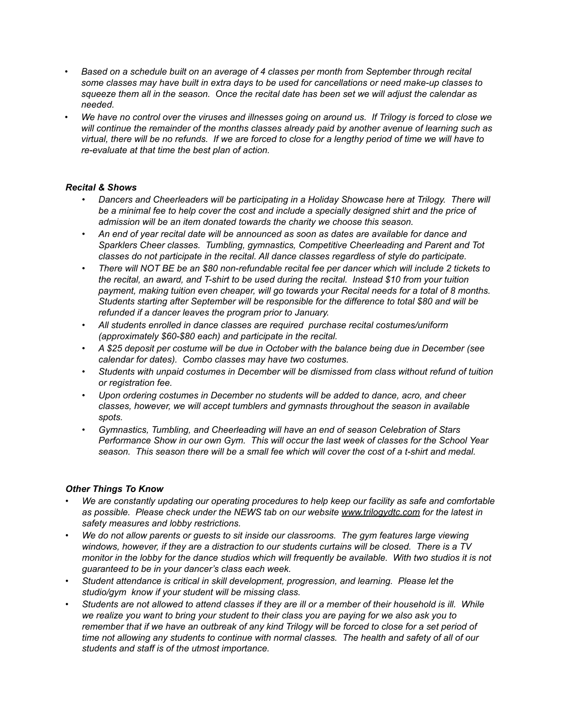- *Based on a schedule built on an average of 4 classes per month from September through recital some classes may have built in extra days to be used for cancellations or need make-up classes to squeeze them all in the season. Once the recital date has been set we will adjust the calendar as needed.*
- *We have no control over the viruses and illnesses going on around us. If Trilogy is forced to close we will continue the remainder of the months classes already paid by another avenue of learning such as virtual, there will be no refunds. If we are forced to close for a lengthy period of time we will have to re-evaluate at that time the best plan of action.*

### ***Recital & Shows***

- *Dancers and Cheerleaders will be participating in a Holiday Showcase here at Trilogy. There will be a minimal fee to help cover the cost and include a specially designed shirt and the price of admission will be an item donated towards the charity we choose this season.*
- *An end of year recital date will be announced as soon as dates are available for dance and Sparklers Cheer classes. Tumbling, gymnastics, Competitive Cheerleading and Parent and Tot classes do not participate in the recital. All dance classes regardless of style do participate.*
- *There will NOT BE be an $80 non-refundable recital fee per dancer which will include 2 tickets to the recital, an award, and T-shirt to be used during the recital. Instead $10 from your tuition payment, making tuition even cheaper, will go towards your Recital needs for a total of 8 months. Students starting after September will be responsible for the difference to total $80 and will be refunded if a dancer leaves the program prior to January.*
- *All students enrolled in dance classes are required purchase recital costumes/uniform (approximately $60-$80 each) and participate in the recital.*
- *A $25 deposit per costume will be due in October with the balance being due in December (see calendar for dates). Combo classes may have two costumes.*
- *Students with unpaid costumes in December will be dismissed from class without refund of tuition or registration fee.*
- *Upon ordering costumes in December no students will be added to dance, acro, and cheer classes, however, we will accept tumblers and gymnasts throughout the season in available spots.*
- *Gymnastics, Tumbling, and Cheerleading will have an end of season Celebration of Stars Performance Show in our own Gym. This will occur the last week of classes for the School Year season. This season there will be a small fee which will cover the cost of a t-shirt and medal.*

### ***Other Things To Know***

- *We are constantly updating our operating procedures to help keep our facility as safe and comfortable as possible. Please check under the NEWS tab on our website www.trilogydtc.com for the latest in safety measures and lobby restrictions.*
- *We do not allow parents or guests to sit inside our classrooms. The gym features large viewing windows, however, if they are a distraction to our students curtains will be closed. There is a TV monitor in the lobby for the dance studios which will frequently be available. With two studios it is not guaranteed to be in your dancer's class each week.*
- *Student attendance is critical in skill development, progression, and learning. Please let the studio/gym know if your student will be missing class.*
- *Students are not allowed to attend classes if they are ill or a member of their household is ill. While we realize you want to bring your student to their class you are paying for we also ask you to remember that if we have an outbreak of any kind Trilogy will be forced to close for a set period of time not allowing any students to continue with normal classes. The health and safety of all of our students and staff is of the utmost importance.*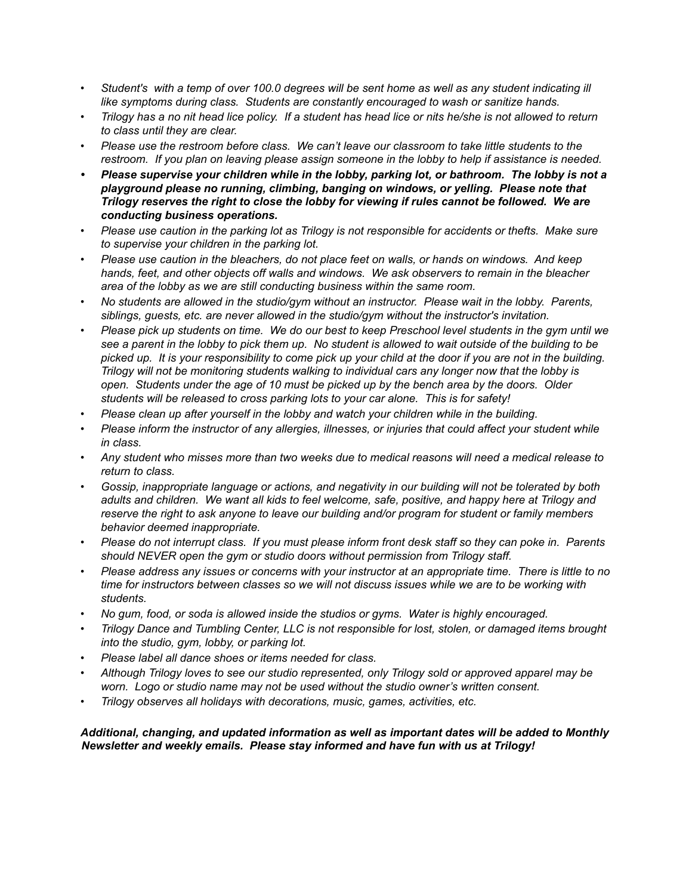- *Student's  with a temp of over 100.0 degrees will be sent home as well as any student indicating ill like symptoms during class.  Students are constantly encouraged to wash or sanitize hands.*
- *Trilogy has a no nit head lice policy.  If a student has head lice or nits he/she is not allowed to return to class until they are clear.*
- *Please use the restroom before class.  We can't leave our classroom to take little students to the restroom.  If you plan on leaving please assign someone in the lobby to help if assistance is needed.*
- ***Please supervise your children while in the lobby, parking lot, or bathroom.  The lobby is not a playground please no running, climbing, banging on windows, or yelling.  Please note that Trilogy reserves the right to close the lobby for viewing if rules cannot be followed.  We are conducting business operations.***
- *Please use caution in the parking lot as Trilogy is not responsible for accidents or thefts.  Make sure to supervise your children in the parking lot.*
- *Please use caution in the bleachers, do not place feet on walls, or hands on windows.  And keep hands, feet, and other objects off walls and windows.  We ask observers to remain in the bleacher area of the lobby as we are still conducting business within the same room.*
- *No students are allowed in the studio/gym without an instructor.  Please wait in the lobby.  Parents, siblings, guests, etc. are never allowed in the studio/gym without the instructor's invitation.*
- *Please pick up students on time.  We do our best to keep Preschool level students in the gym until we see a parent in the lobby to pick them up.  No student is allowed to wait outside of the building to be picked up.  It is your responsibility to come pick up your child at the door if you are not in the building.  Trilogy will not be monitoring students walking to individual cars any longer now that the lobby is open.  Students under the age of 10 must be picked up by the bench area by the doors.  Older students will be released to cross parking lots to your car alone.  This is for safety!*
- *Please clean up after yourself in the lobby and watch your children while in the building.*
- *Please inform the instructor of any allergies, illnesses, or injuries that could affect your student while in class.*
- *Any student who misses more than two weeks due to medical reasons will need a medical release to return to class.*
- *Gossip, inappropriate language or actions, and negativity in our building will not be tolerated by both adults and children.  We want all kids to feel welcome, safe, positive, and happy here at Trilogy and reserve the right to ask anyone to leave our building and/or program for student or family members behavior deemed inappropriate.*
- *Please do not interrupt class.  If you must please inform front desk staff so they can poke in.  Parents should NEVER open the gym or studio doors without permission from Trilogy staff.*
- *Please address any issues or concerns with your instructor at an appropriate time.  There is little to no time for instructors between classes so we will not discuss issues while we are to be working with students.*
- *No gum, food, or soda is allowed inside the studios or gyms.  Water is highly encouraged.*
- *Trilogy Dance and Tumbling Center, LLC is not responsible for lost, stolen, or damaged items brought into the studio, gym, lobby, or parking lot.*
- *Please label all dance shoes or items needed for class.*
- *Although Trilogy loves to see our studio represented, only Trilogy sold or approved apparel may be worn.  Logo or studio name may not be used without the studio owner's written consent.*
- *Trilogy observes all holidays with decorations, music, games, activities, etc.*

***Additional, changing, and updated information as well as important dates will be added to Monthly Newsletter and weekly emails.  Please stay informed and have fun with us at Trilogy!***